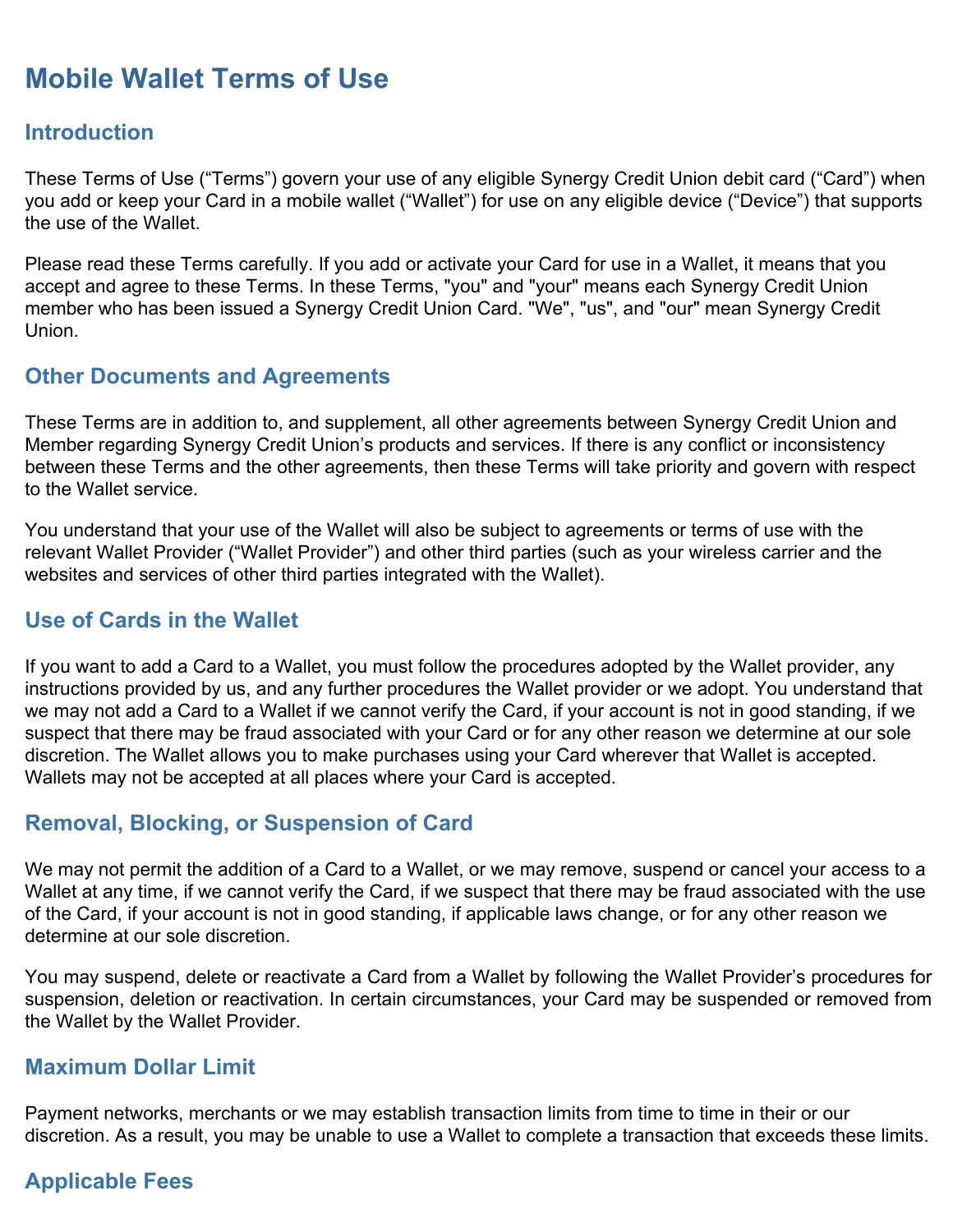# Mobile Wallet Terms of Use

## Introduction

These Terms of Use (“Terms”) govern your use of any eligible Synergy Credit Union debit card (“Card”) when you add or keep your Card in a mobile wallet (“Wallet”) for use on any eligible device (“Device”) that supports the use of the Wallet.

Please read these Terms carefully. If you add or activate your Card for use in a Wallet, it means that you accept and agree to these Terms. In these Terms, "you" and "your" means each Synergy Credit Union member who has been issued a Synergy Credit Union Card. "We", "us", and "our" mean Synergy Credit Union.

## Other Documents and Agreements

These Terms are in addition to, and supplement, all other agreements between Synergy Credit Union and Member regarding Synergy Credit Union’s products and services. If there is any conflict or inconsistency between these Terms and the other agreements, then these Terms will take priority and govern with respect to the Wallet service.

You understand that your use of the Wallet will also be subject to agreements or terms of use with the relevant Wallet Provider (“Wallet Provider”) and other third parties (such as your wireless carrier and the websites and services of other third parties integrated with the Wallet).

## Use of Cards in the Wallet

If you want to add a Card to a Wallet, you must follow the procedures adopted by the Wallet provider, any instructions provided by us, and any further procedures the Wallet provider or we adopt. You understand that we may not add a Card to a Wallet if we cannot verify the Card, if your account is not in good standing, if we suspect that there may be fraud associated with your Card or for any other reason we determine at our sole discretion. The Wallet allows you to make purchases using your Card wherever that Wallet is accepted. Wallets may not be accepted at all places where your Card is accepted.

## Removal, Blocking, or Suspension of Card

We may not permit the addition of a Card to a Wallet, or we may remove, suspend or cancel your access to a Wallet at any time, if we cannot verify the Card, if we suspect that there may be fraud associated with the use of the Card, if your account is not in good standing, if applicable laws change, or for any other reason we determine at our sole discretion.

You may suspend, delete or reactivate a Card from a Wallet by following the Wallet Provider’s procedures for suspension, deletion or reactivation. In certain circumstances, your Card may be suspended or removed from the Wallet by the Wallet Provider.

## Maximum Dollar Limit

Payment networks, merchants or we may establish transaction limits from time to time in their or our discretion. As a result, you may be unable to use a Wallet to complete a transaction that exceeds these limits.

## Applicable Fees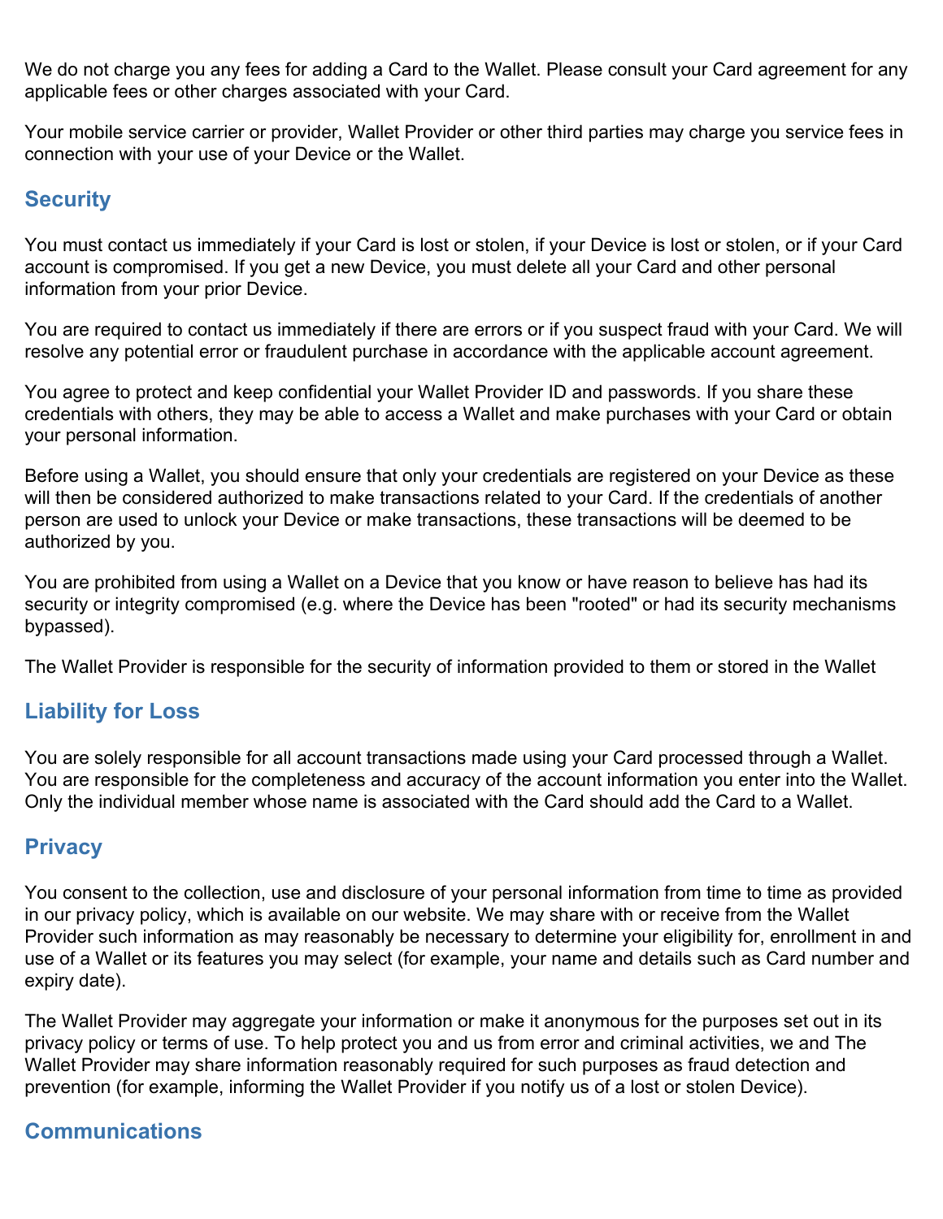We do not charge you any fees for adding a Card to the Wallet. Please consult your Card agreement for any applicable fees or other charges associated with your Card.

Your mobile service carrier or provider, Wallet Provider or other third parties may charge you service fees in connection with your use of your Device or the Wallet.

## Security

You must contact us immediately if your Card is lost or stolen, if your Device is lost or stolen, or if your Card account is compromised. If you get a new Device, you must delete all your Card and other personal information from your prior Device.

You are required to contact us immediately if there are errors or if you suspect fraud with your Card. We will resolve any potential error or fraudulent purchase in accordance with the applicable account agreement.

You agree to protect and keep confidential your Wallet Provider ID and passwords. If you share these credentials with others, they may be able to access a Wallet and make purchases with your Card or obtain your personal information.

Before using a Wallet, you should ensure that only your credentials are registered on your Device as these will then be considered authorized to make transactions related to your Card. If the credentials of another person are used to unlock your Device or make transactions, these transactions will be deemed to be authorized by you.

You are prohibited from using a Wallet on a Device that you know or have reason to believe has had its security or integrity compromised (e.g. where the Device has been "rooted" or had its security mechanisms bypassed).

The Wallet Provider is responsible for the security of information provided to them or stored in the Wallet

## Liability for Loss

You are solely responsible for all account transactions made using your Card processed through a Wallet. You are responsible for the completeness and accuracy of the account information you enter into the Wallet. Only the individual member whose name is associated with the Card should add the Card to a Wallet.

## Privacy

You consent to the collection, use and disclosure of your personal information from time to time as provided in our privacy policy, which is available on our website. We may share with or receive from the Wallet Provider such information as may reasonably be necessary to determine your eligibility for, enrollment in and use of a Wallet or its features you may select (for example, your name and details such as Card number and expiry date).

The Wallet Provider may aggregate your information or make it anonymous for the purposes set out in its privacy policy or terms of use. To help protect you and us from error and criminal activities, we and The Wallet Provider may share information reasonably required for such purposes as fraud detection and prevention (for example, informing the Wallet Provider if you notify us of a lost or stolen Device).

## Communications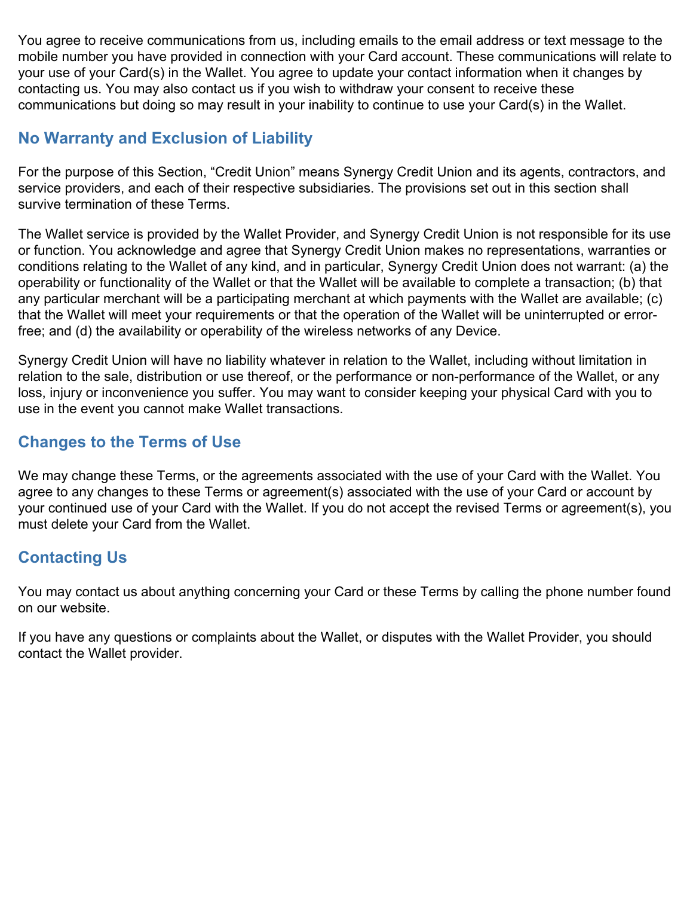You agree to receive communications from us, including emails to the email address or text message to the mobile number you have provided in connection with your Card account. These communications will relate to your use of your Card(s) in the Wallet. You agree to update your contact information when it changes by contacting us. You may also contact us if you wish to withdraw your consent to receive these communications but doing so may result in your inability to continue to use your Card(s) in the Wallet.

## No Warranty and Exclusion of Liability

For the purpose of this Section, "Credit Union" means Synergy Credit Union and its agents, contractors, and service providers, and each of their respective subsidiaries. The provisions set out in this section shall survive termination of these Terms.

The Wallet service is provided by the Wallet Provider, and Synergy Credit Union is not responsible for its use or function. You acknowledge and agree that Synergy Credit Union makes no representations, warranties or conditions relating to the Wallet of any kind, and in particular, Synergy Credit Union does not warrant: (a) the operability or functionality of the Wallet or that the Wallet will be available to complete a transaction; (b) that any particular merchant will be a participating merchant at which payments with the Wallet are available; (c) that the Wallet will meet your requirements or that the operation of the Wallet will be uninterrupted or error-free; and (d) the availability or operability of the wireless networks of any Device.

Synergy Credit Union will have no liability whatever in relation to the Wallet, including without limitation in relation to the sale, distribution or use thereof, or the performance or non-performance of the Wallet, or any loss, injury or inconvenience you suffer. You may want to consider keeping your physical Card with you to use in the event you cannot make Wallet transactions.

## Changes to the Terms of Use

We may change these Terms, or the agreements associated with the use of your Card with the Wallet. You agree to any changes to these Terms or agreement(s) associated with the use of your Card or account by your continued use of your Card with the Wallet. If you do not accept the revised Terms or agreement(s), you must delete your Card from the Wallet.

## Contacting Us

You may contact us about anything concerning your Card or these Terms by calling the phone number found on our website.

If you have any questions or complaints about the Wallet, or disputes with the Wallet Provider, you should contact the Wallet provider.